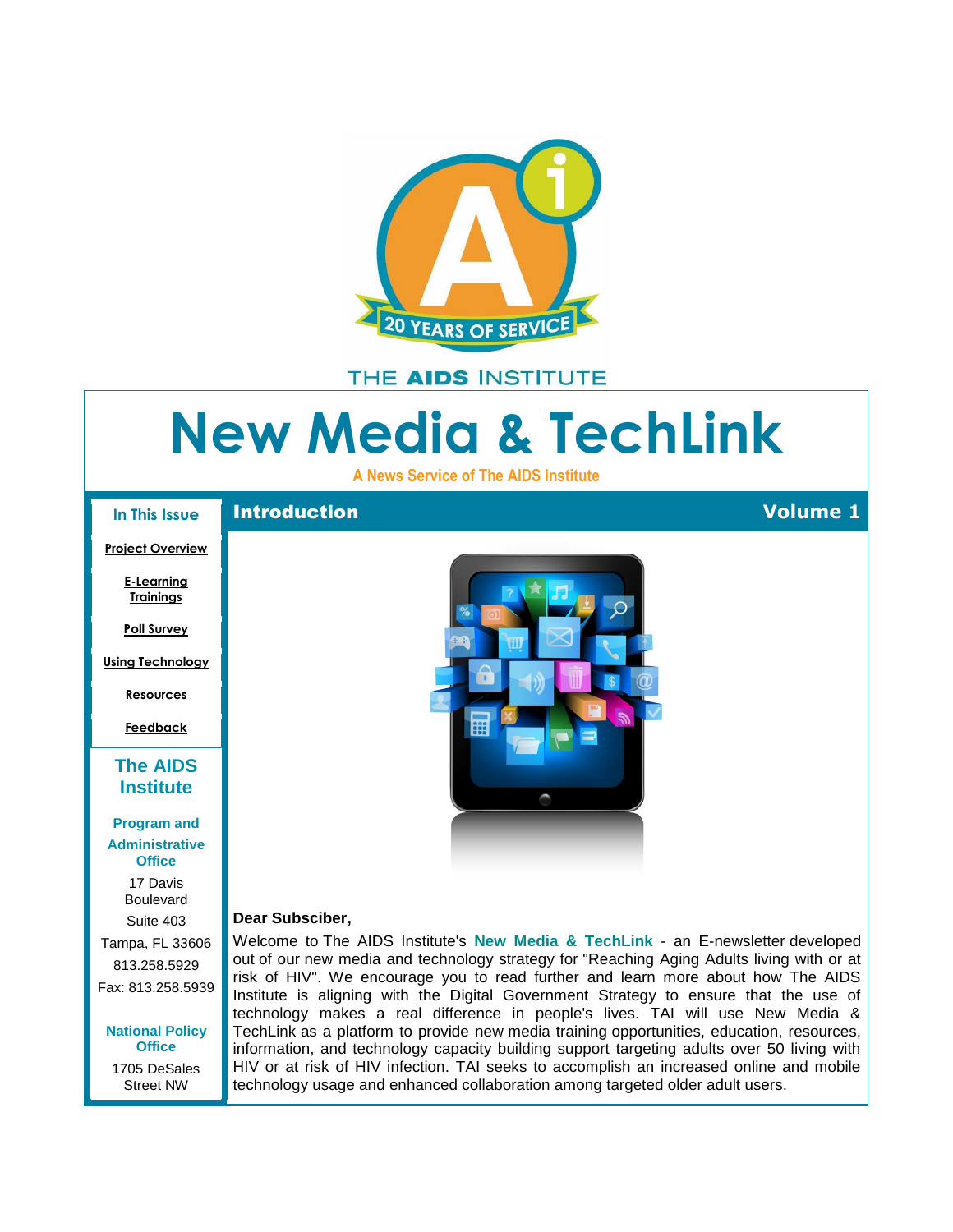THE AIDS INSTITUTE

# New Media & TechLink

**A News Service of The AIDS Institute**

## Introduction

**Volume 1**

**Dear Subsciber,**

Welcome to The AIDS Institute's **New Media & TechLink** - an E-newsletter developed out of our new media and technology strategy for "Reaching Aging Adults living with or at risk of HIV". We encourage you to read further and learn more about how The AIDS Institute is aligning with the Digital Government Strategy to ensure that the use of technology makes a real difference in people's lives. TAI will use New Media & TechLink as a platform to provide new media training opportunities, education, resources, information, and technology capacity building support targeting adults over 50 living with HIV or at risk of HIV infection. TAI seeks to accomplish an increased online and mobile technology usage and enhanced collaboration among targeted older adult users.

### In This Issue

- Project Overview
- E-Learning Trainings
- Poll Survey
- Using Technology
- Resources
- Feedback

### The AIDS Institute

**Program and Administrative Office**

17 Davis Boulevard
Suite 403
Tampa, FL 33606
813.258.5929
Fax: 813.258.5939

**National Policy Office**

1705 DeSales Street NW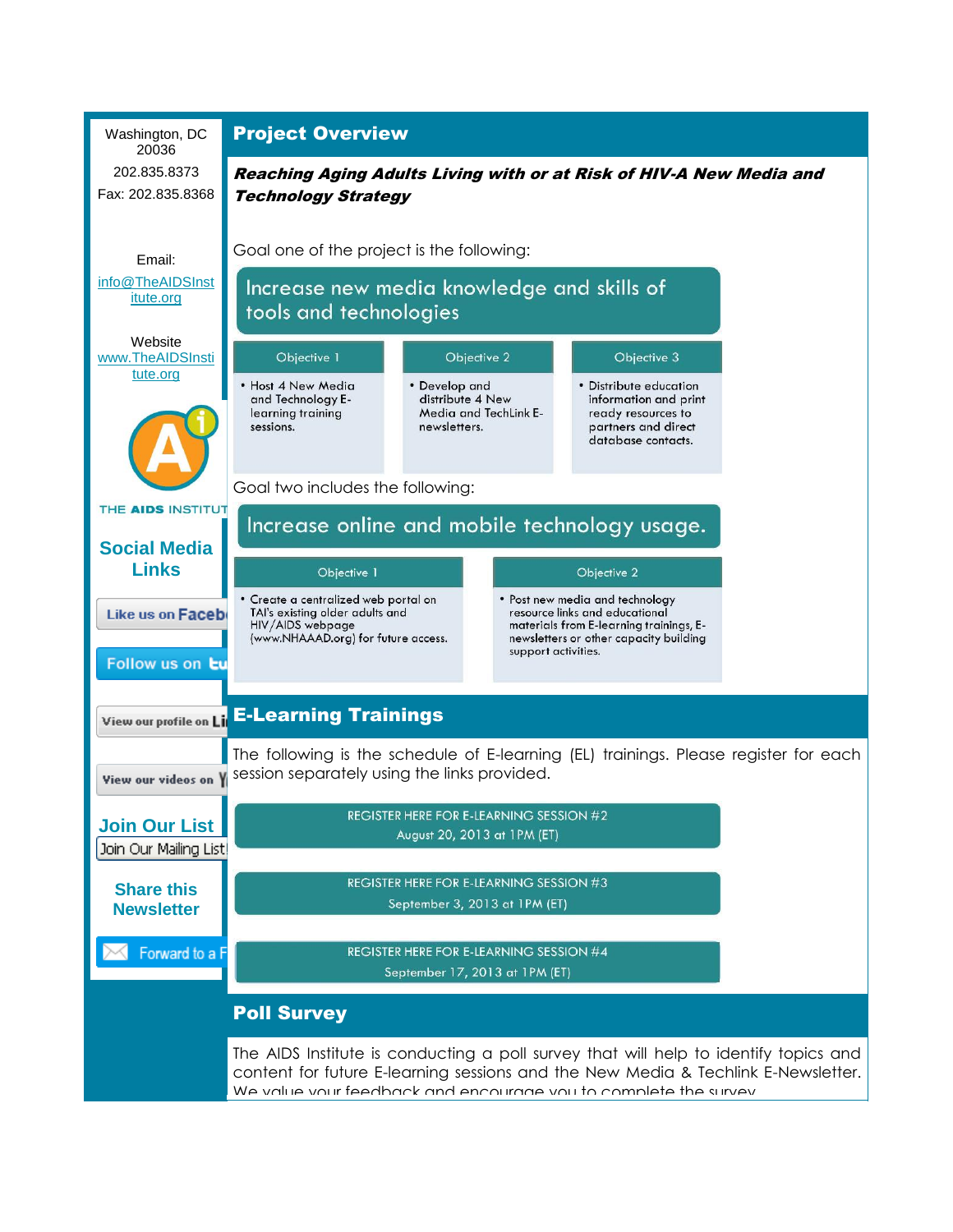Washington, DC 20036

202.835.8373

Fax: 202.835.8368

Email:
info@TheAIDSInstitute.org

Website
www.TheAIDSInstitute.org

THE AIDS INSTITUTE

**Social Media Links**

Like us on Faceb

Follow us on

View our profile on Li

View our videos on Y

**Join Our List**

Join Our Mailing List

**Share this Newsletter**

Forward to a F

## Project Overview

***Reaching Aging Adults Living with or at Risk of HIV-A New Media and Technology Strategy***

Goal one of the project is the following:

**Increase new media knowledge and skills of tools and technologies**

| Objective 1 | Objective 2 | Objective 3 |
|---|---|---|
| • Host 4 New Media and Technology E-learning training sessions. | • Develop and distribute 4 New Media and TechLink E-newsletters. | • Distribute education information and print ready resources to partners and direct database contacts. |

Goal two includes the following:

**Increase online and mobile technology usage.**

| Objective 1 | Objective 2 |
|---|---|
| • Create a centralized web portal on TAI's existing older adults and HIV/AIDS webpage (www.NHAAAD.org) for future access. | • Post new media and technology resource links and educational materials from E-learning trainings, E-newsletters or other capacity building support activities. |

## E-Learning Trainings

The following is the schedule of E-learning (EL) trainings. Please register for each session separately using the links provided.

REGISTER HERE FOR E-LEARNING SESSION #2
August 20, 2013 at 1PM (ET)

REGISTER HERE FOR E-LEARNING SESSION #3
September 3, 2013 at 1PM (ET)

REGISTER HERE FOR E-LEARNING SESSION #4
September 17, 2013 at 1PM (ET)

## Poll Survey

The AIDS Institute is conducting a poll survey that will help to identify topics and content for future E-learning sessions and the New Media & Techlink E-Newsletter. We value your feedback and encourage you to complete the survey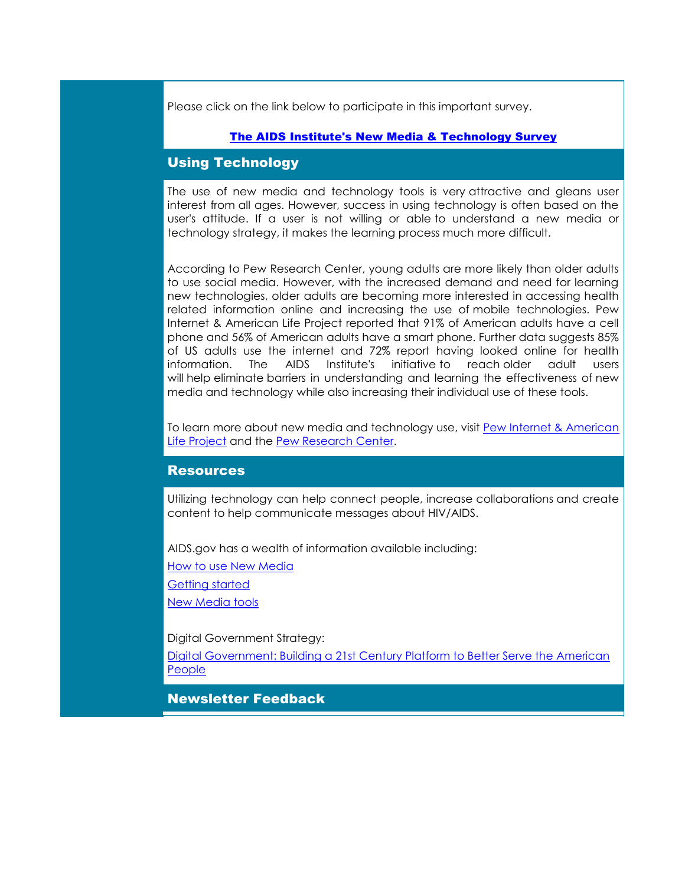Please click on the link below to participate in this important survey.

**The AIDS Institute's New Media & Technology Survey**

## Using Technology

The use of new media and technology tools is very attractive and gleans user interest from all ages. However, success in using technology is often based on the user's attitude. If a user is not willing or able to understand a new media or technology strategy, it makes the learning process much more difficult.

According to Pew Research Center, young adults are more likely than older adults to use social media. However, with the increased demand and need for learning new technologies, older adults are becoming more interested in accessing health related information online and increasing the use of mobile technologies. Pew Internet & American Life Project reported that 91% of American adults have a cell phone and 56% of American adults have a smart phone. Further data suggests 85% of US adults use the internet and 72% report having looked online for health information. The AIDS Institute's initiative to reach older adult users will help eliminate barriers in understanding and learning the effectiveness of new media and technology while also increasing their individual use of these tools.

To learn more about new media and technology use, visit Pew Internet & American Life Project and the Pew Research Center.

## Resources

Utilizing technology can help connect people, increase collaborations and create content to help communicate messages about HIV/AIDS.

AIDS.gov has a wealth of information available including:

How to use New Media

Getting started

New Media tools

Digital Government Strategy:

Digital Government: Building a 21st Century Platform to Better Serve the American People

## Newsletter Feedback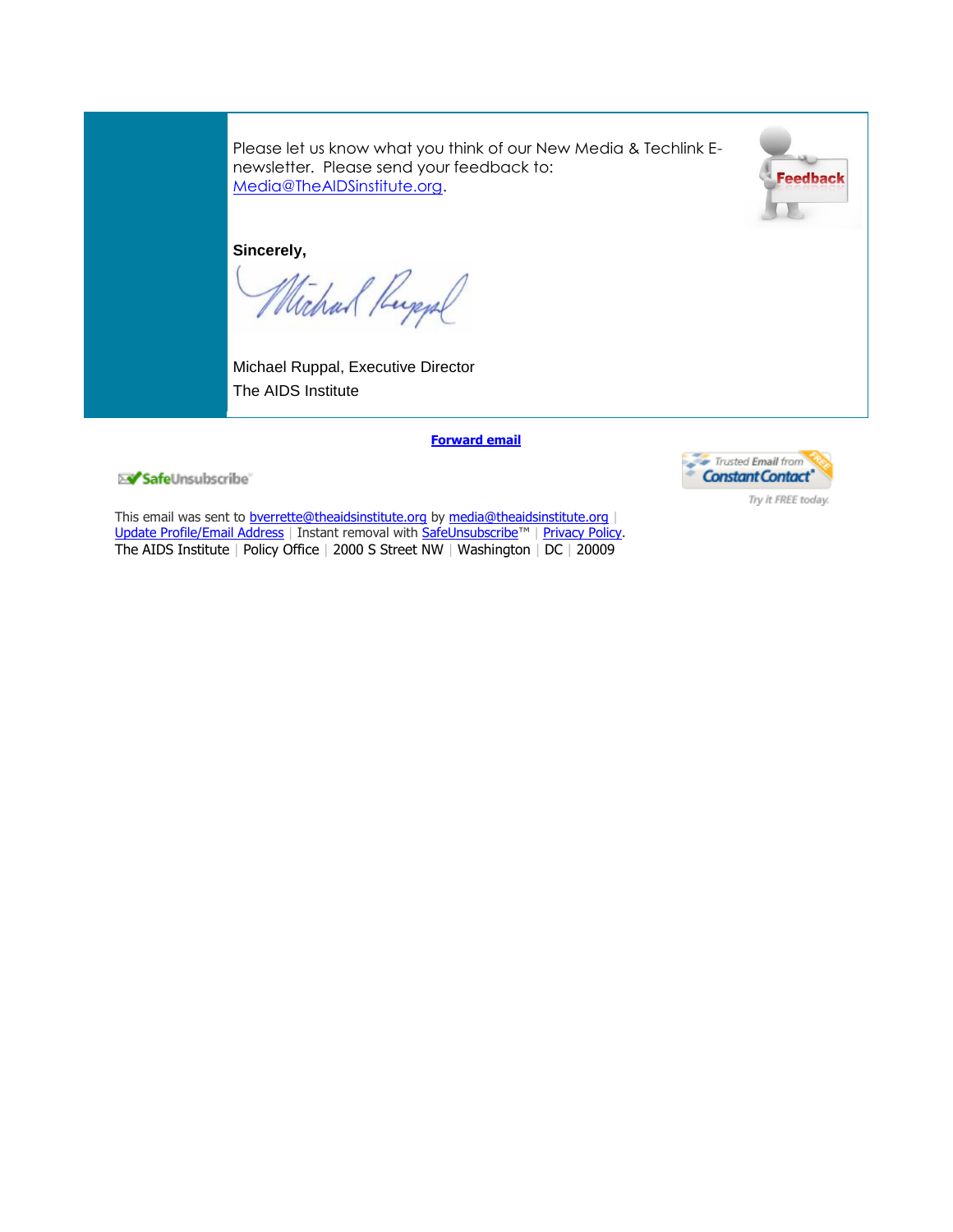Please let us know what you think of our New Media & Techlink E-newsletter. Please send your feedback to: [Media@TheAIDSinstitute.org](mailto:Media@TheAIDSinstitute.org).

**Sincerely,**

Michael Ruppal, Executive Director
The AIDS Institute

**Forward email**

SafeUnsubscribe®

Trusted Email from Constant Contact® FREE
Try it FREE today.

This email was sent to bverrette@theaidsinstitute.org by media@theaidsinstitute.org | Update Profile/Email Address | Instant removal with SafeUnsubscribe™ | Privacy Policy.
The AIDS Institute | Policy Office | 2000 S Street NW | Washington | DC | 20009